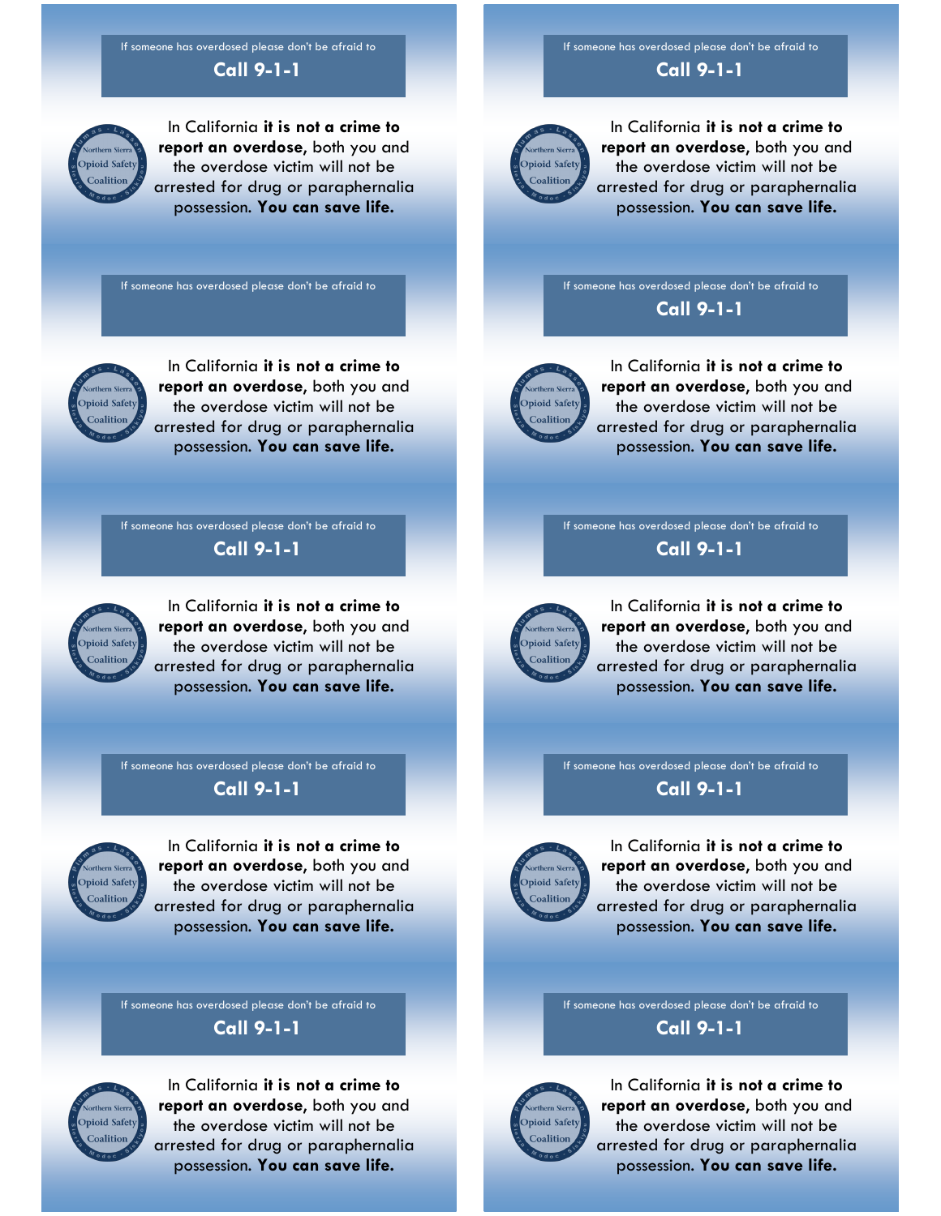If someone has overdosed please don't be afraid to

**Call 9-1-1**

Northern Sierra Opioid Safety Coalition — Plumas · Lassen · Sierra · Modoc · Siskiyou

In California **it is not a crime to report an overdose**, both you and the overdose victim will not be arrested for drug or paraphernalia possession. **You can save life.**

If someone has overdosed please don't be afraid to

**Call 9-1-1**

Northern Sierra Opioid Safety Coalition — Plumas · Lassen · Sierra · Modoc · Siskiyou

In California **it is not a crime to report an overdose**, both you and the overdose victim will not be arrested for drug or paraphernalia possession. **You can save life.**

If someone has overdosed please don't be afraid to

Northern Sierra Opioid Safety Coalition — Plumas · Lassen · Sierra · Modoc · Siskiyou

In California **it is not a crime to report an overdose**, both you and the overdose victim will not be arrested for drug or paraphernalia possession. **You can save life.**

If someone has overdosed please don't be afraid to

**Call 9-1-1**

Northern Sierra Opioid Safety Coalition — Plumas · Lassen · Sierra · Modoc · Siskiyou

In California **it is not a crime to report an overdose**, both you and the overdose victim will not be arrested for drug or paraphernalia possession. **You can save life.**

If someone has overdosed please don't be afraid to

**Call 9-1-1**

Northern Sierra Opioid Safety Coalition — Plumas · Lassen · Sierra · Modoc · Siskiyou

In California **it is not a crime to report an overdose**, both you and the overdose victim will not be arrested for drug or paraphernalia possession. **You can save life.**

If someone has overdosed please don't be afraid to

**Call 9-1-1**

Northern Sierra Opioid Safety Coalition — Plumas · Lassen · Sierra · Modoc · Siskiyou

In California **it is not a crime to report an overdose**, both you and the overdose victim will not be arrested for drug or paraphernalia possession. **You can save life.**

If someone has overdosed please don't be afraid to

**Call 9-1-1**

Northern Sierra Opioid Safety Coalition — Plumas · Lassen · Sierra · Modoc · Siskiyou

In California **it is not a crime to report an overdose**, both you and the overdose victim will not be arrested for drug or paraphernalia possession. **You can save life.**

If someone has overdosed please don't be afraid to

**Call 9-1-1**

Northern Sierra Opioid Safety Coalition — Plumas · Lassen · Sierra · Modoc · Siskiyou

In California **it is not a crime to report an overdose**, both you and the overdose victim will not be arrested for drug or paraphernalia possession. **You can save life.**

If someone has overdosed please don't be afraid to

**Call 9-1-1**

Northern Sierra Opioid Safety Coalition — Plumas · Lassen · Sierra · Modoc · Siskiyou

In California **it is not a crime to report an overdose**, both you and the overdose victim will not be arrested for drug or paraphernalia possession. **You can save life.**

If someone has overdosed please don't be afraid to

**Call 9-1-1**

Northern Sierra Opioid Safety Coalition — Plumas · Lassen · Sierra · Modoc · Siskiyou

In California **it is not a crime to report an overdose**, both you and the overdose victim will not be arrested for drug or paraphernalia possession. **You can save life.**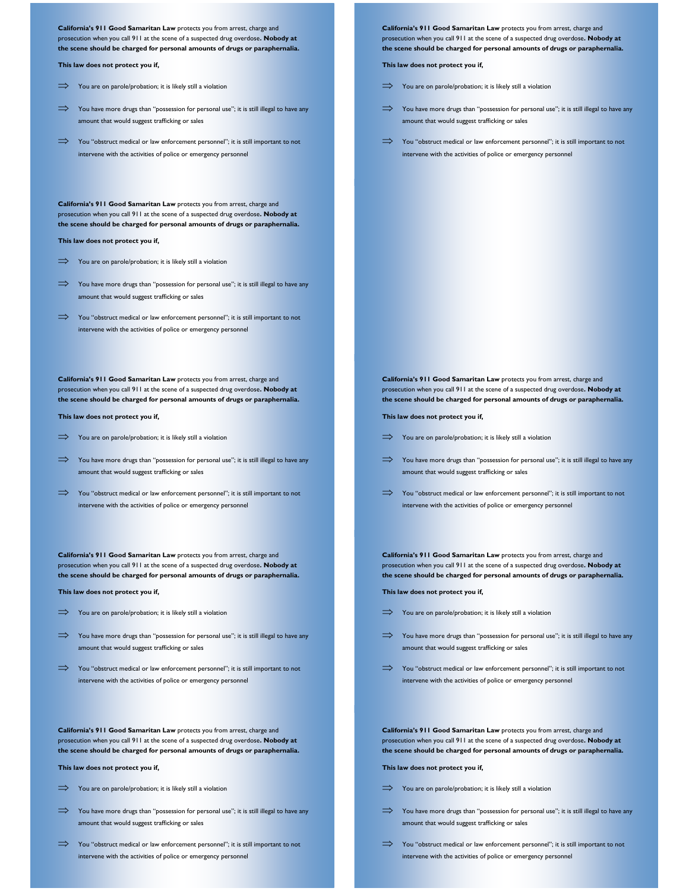**California's 911 Good Samaritan Law** protects you from arrest, charge and prosecution when you call 911 at the scene of a suspected drug overdose**. Nobody at the scene should be charged for personal amounts of drugs or paraphernalia.**

**This law does not protect you if,**

⇒ You are on parole/probation; it is likely still a violation

⇒ You have more drugs than "possession for personal use"; it is still illegal to have any amount that would suggest trafficking or sales

⇒ You "obstruct medical or law enforcement personnel"; it is still important to not intervene with the activities of police or emergency personnel

**California's 911 Good Samaritan Law** protects you from arrest, charge and prosecution when you call 911 at the scene of a suspected drug overdose**. Nobody at the scene should be charged for personal amounts of drugs or paraphernalia.**

**This law does not protect you if,**

⇒ You are on parole/probation; it is likely still a violation

⇒ You have more drugs than "possession for personal use"; it is still illegal to have any amount that would suggest trafficking or sales

⇒ You "obstruct medical or law enforcement personnel"; it is still important to not intervene with the activities of police or emergency personnel

**California's 911 Good Samaritan Law** protects you from arrest, charge and prosecution when you call 911 at the scene of a suspected drug overdose**. Nobody at the scene should be charged for personal amounts of drugs or paraphernalia.**

**This law does not protect you if,**

⇒ You are on parole/probation; it is likely still a violation

⇒ You have more drugs than "possession for personal use"; it is still illegal to have any amount that would suggest trafficking or sales

⇒ You "obstruct medical or law enforcement personnel"; it is still important to not intervene with the activities of police or emergency personnel

**California's 911 Good Samaritan Law** protects you from arrest, charge and prosecution when you call 911 at the scene of a suspected drug overdose**. Nobody at the scene should be charged for personal amounts of drugs or paraphernalia.**

**This law does not protect you if,**

⇒ You are on parole/probation; it is likely still a violation

⇒ You have more drugs than "possession for personal use"; it is still illegal to have any amount that would suggest trafficking or sales

⇒ You "obstruct medical or law enforcement personnel"; it is still important to not intervene with the activities of police or emergency personnel

**California's 911 Good Samaritan Law** protects you from arrest, charge and prosecution when you call 911 at the scene of a suspected drug overdose**. Nobody at the scene should be charged for personal amounts of drugs or paraphernalia.**

**This law does not protect you if,**

⇒ You are on parole/probation; it is likely still a violation

⇒ You have more drugs than "possession for personal use"; it is still illegal to have any amount that would suggest trafficking or sales

⇒ You "obstruct medical or law enforcement personnel"; it is still important to not intervene with the activities of police or emergency personnel

**California's 911 Good Samaritan Law** protects you from arrest, charge and prosecution when you call 911 at the scene of a suspected drug overdose**. Nobody at the scene should be charged for personal amounts of drugs or paraphernalia.**

**This law does not protect you if,**

⇒ You are on parole/probation; it is likely still a violation

⇒ You have more drugs than "possession for personal use"; it is still illegal to have any amount that would suggest trafficking or sales

⇒ You "obstruct medical or law enforcement personnel"; it is still important to not intervene with the activities of police or emergency personnel

**California's 911 Good Samaritan Law** protects you from arrest, charge and prosecution when you call 911 at the scene of a suspected drug overdose**. Nobody at the scene should be charged for personal amounts of drugs or paraphernalia.**

**This law does not protect you if,**

⇒ You are on parole/probation; it is likely still a violation

⇒ You have more drugs than "possession for personal use"; it is still illegal to have any amount that would suggest trafficking or sales

⇒ You "obstruct medical or law enforcement personnel"; it is still important to not intervene with the activities of police or emergency personnel

**California's 911 Good Samaritan Law** protects you from arrest, charge and prosecution when you call 911 at the scene of a suspected drug overdose**. Nobody at the scene should be charged for personal amounts of drugs or paraphernalia.**

**This law does not protect you if,**

⇒ You are on parole/probation; it is likely still a violation

⇒ You have more drugs than "possession for personal use"; it is still illegal to have any amount that would suggest trafficking or sales

⇒ You "obstruct medical or law enforcement personnel"; it is still important to not intervene with the activities of police or emergency personnel

**California's 911 Good Samaritan Law** protects you from arrest, charge and prosecution when you call 911 at the scene of a suspected drug overdose**. Nobody at the scene should be charged for personal amounts of drugs or paraphernalia.**

**This law does not protect you if,**

⇒ You are on parole/probation; it is likely still a violation

⇒ You have more drugs than "possession for personal use"; it is still illegal to have any amount that would suggest trafficking or sales

⇒ You "obstruct medical or law enforcement personnel"; it is still important to not intervene with the activities of police or emergency personnel